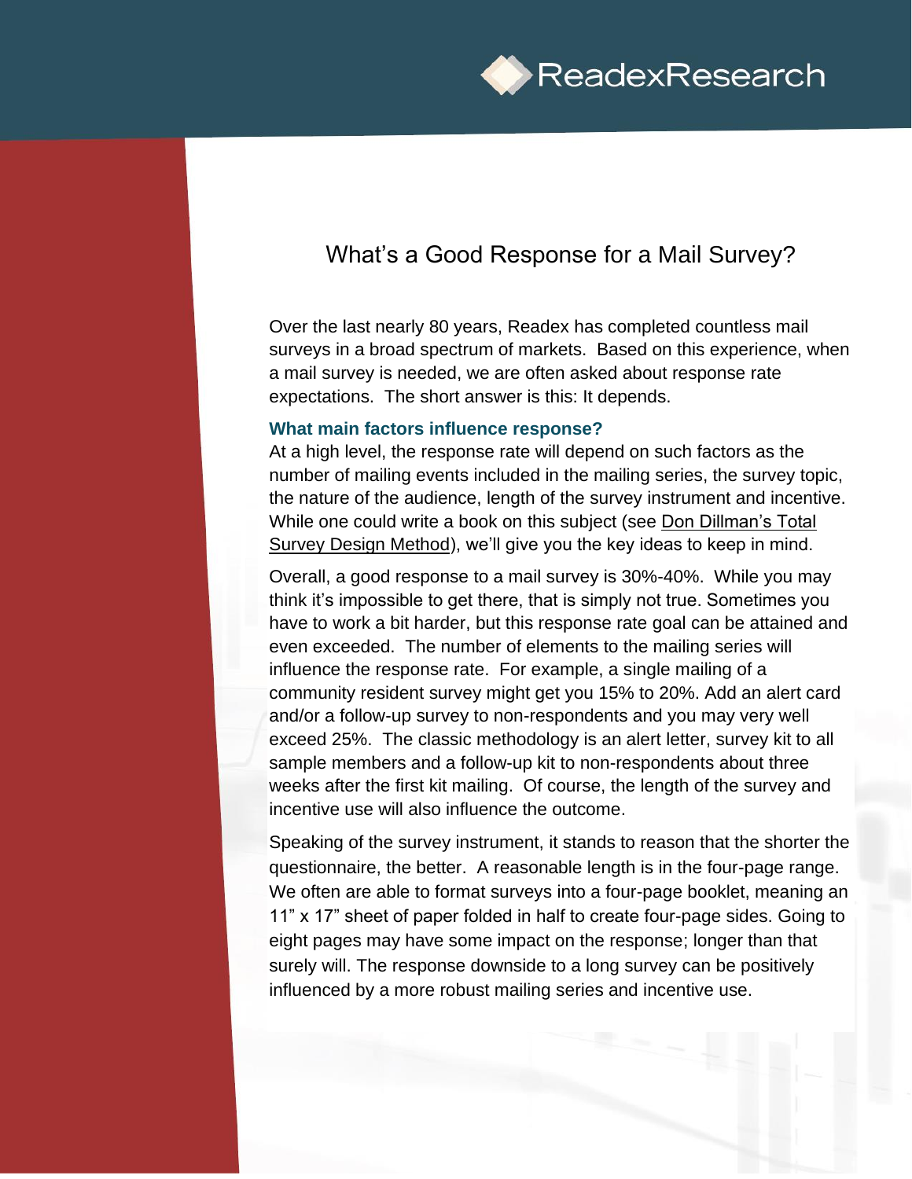ReadexResearch

# What's a Good Response for a Mail Survey?

Over the last nearly 80 years, Readex has completed countless mail surveys in a broad spectrum of markets. Based on this experience, when a mail survey is needed, we are often asked about response rate expectations. The short answer is this: It depends.

### What main factors influence response?

At a high level, the response rate will depend on such factors as the number of mailing events included in the mailing series, the survey topic, the nature of the audience, length of the survey instrument and incentive. While one could write a book on this subject (see Don Dillman's Total Survey Design Method), we'll give you the key ideas to keep in mind.

Overall, a good response to a mail survey is 30%-40%. While you may think it's impossible to get there, that is simply not true. Sometimes you have to work a bit harder, but this response rate goal can be attained and even exceeded. The number of elements to the mailing series will influence the response rate. For example, a single mailing of a community resident survey might get you 15% to 20%. Add an alert card and/or a follow-up survey to non-respondents and you may very well exceed 25%. The classic methodology is an alert letter, survey kit to all sample members and a follow-up kit to non-respondents about three weeks after the first kit mailing. Of course, the length of the survey and incentive use will also influence the outcome.

Speaking of the survey instrument, it stands to reason that the shorter the questionnaire, the better. A reasonable length is in the four-page range. We often are able to format surveys into a four-page booklet, meaning an 11" x 17" sheet of paper folded in half to create four-page sides. Going to eight pages may have some impact on the response; longer than that surely will. The response downside to a long survey can be positively influenced by a more robust mailing series and incentive use.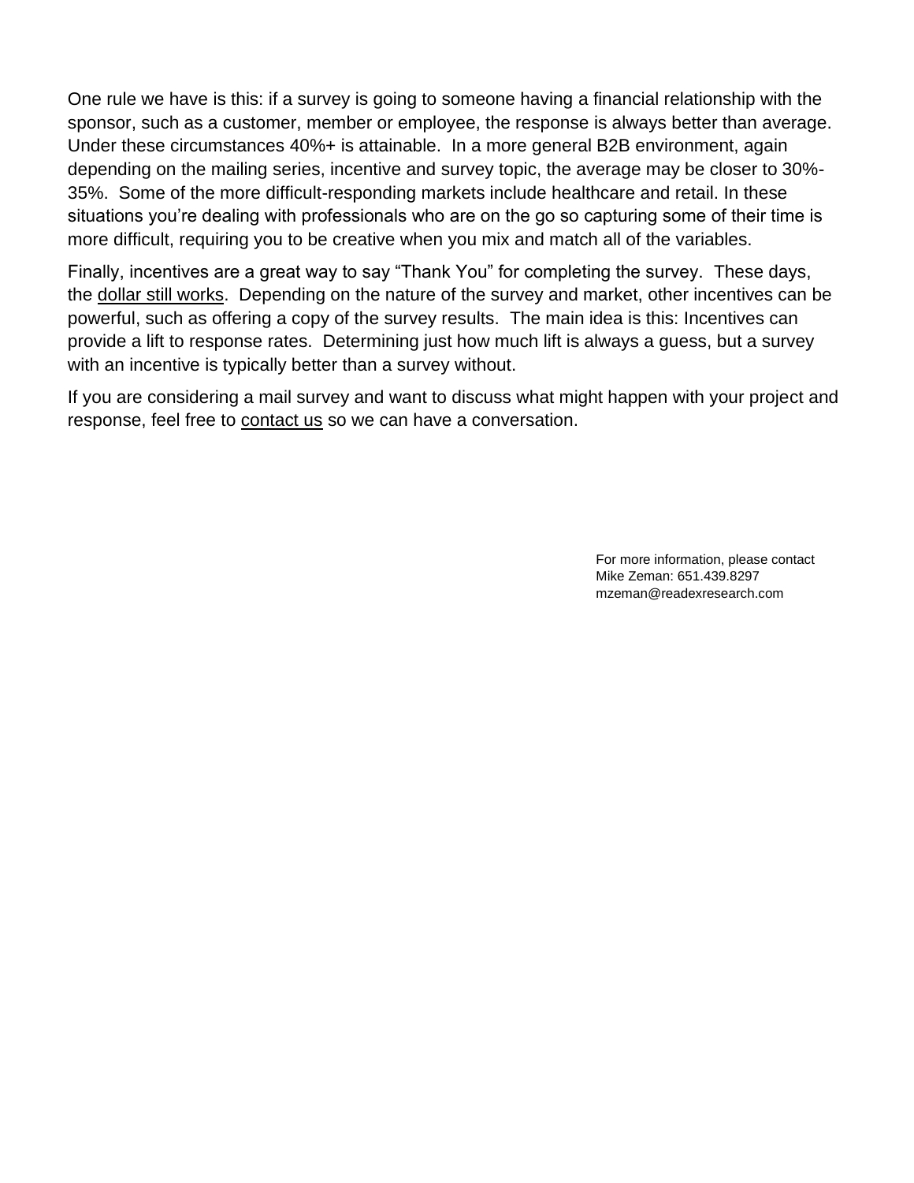One rule we have is this: if a survey is going to someone having a financial relationship with the sponsor, such as a customer, member or employee, the response is always better than average. Under these circumstances 40%+ is attainable. In a more general B2B environment, again depending on the mailing series, incentive and survey topic, the average may be closer to 30%-35%. Some of the more difficult-responding markets include healthcare and retail. In these situations you're dealing with professionals who are on the go so capturing some of their time is more difficult, requiring you to be creative when you mix and match all of the variables.

Finally, incentives are a great way to say "Thank You" for completing the survey. These days, the dollar still works. Depending on the nature of the survey and market, other incentives can be powerful, such as offering a copy of the survey results. The main idea is this: Incentives can provide a lift to response rates. Determining just how much lift is always a guess, but a survey with an incentive is typically better than a survey without.

If you are considering a mail survey and want to discuss what might happen with your project and response, feel free to contact us so we can have a conversation.

For more information, please contact
Mike Zeman: 651.439.8297
mzeman@readexresearch.com